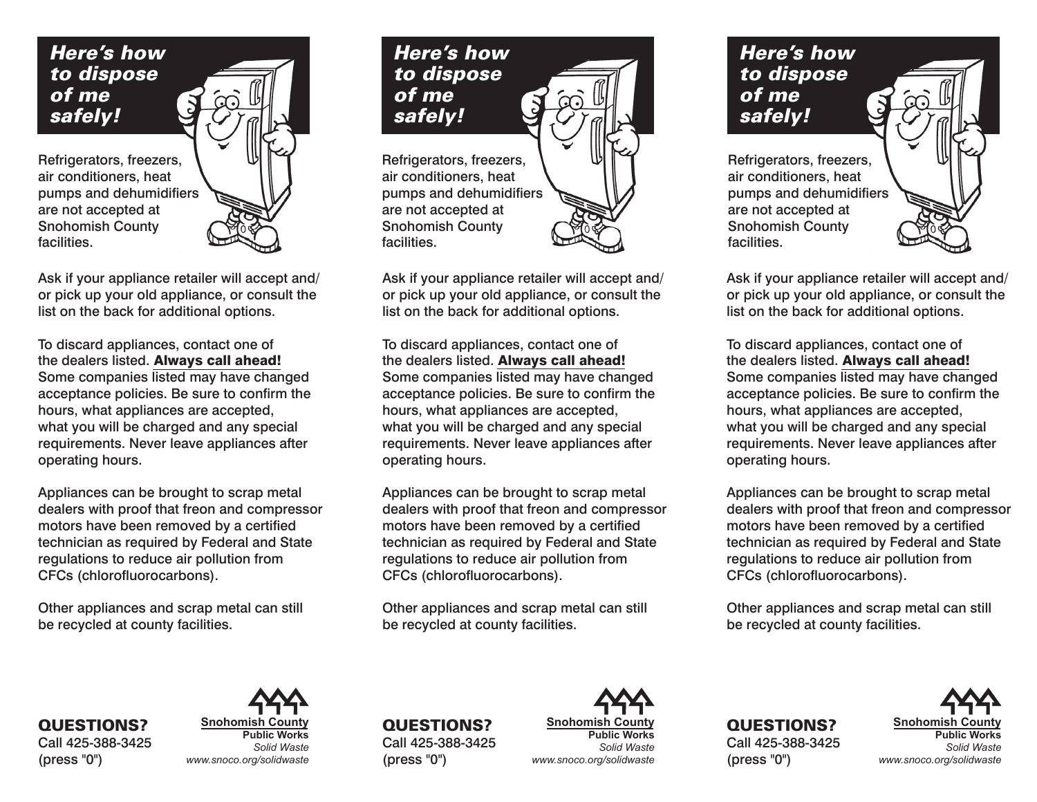## *Here's how to dispose of me safely!*

Refrigerators, freezers, air conditioners, heat pumps and dehumidifiers are not accepted at Snohomish County facilities.

Ask if your appliance retailer will accept and/ or pick up your old appliance, or consult the list on the back for additional options.

To discard appliances, contact one of the dealers listed. **Always call ahead!** Some companies listed may have changed acceptance policies. Be sure to confirm the hours, what appliances are accepted, what you will be charged and any special requirements. Never leave appliances after operating hours.

Appliances can be brought to scrap metal dealers with proof that freon and compressor motors have been removed by a certified technician as required by Federal and State regulations to reduce air pollution from CFCs (chlorofluorocarbons).

Other appliances and scrap metal can still be recycled at county facilities.

**QUESTIONS?**
Call 425-388-3425 (press "0")

**Snohomish County**
**Public Works**
*Solid Waste*
*www.snoco.org/solidwaste*

## *Here's how to dispose of me safely!*

Refrigerators, freezers, air conditioners, heat pumps and dehumidifiers are not accepted at Snohomish County facilities.

Ask if your appliance retailer will accept and/ or pick up your old appliance, or consult the list on the back for additional options.

To discard appliances, contact one of the dealers listed. **Always call ahead!** Some companies listed may have changed acceptance policies. Be sure to confirm the hours, what appliances are accepted, what you will be charged and any special requirements. Never leave appliances after operating hours.

Appliances can be brought to scrap metal dealers with proof that freon and compressor motors have been removed by a certified technician as required by Federal and State regulations to reduce air pollution from CFCs (chlorofluorocarbons).

Other appliances and scrap metal can still be recycled at county facilities.

**QUESTIONS?**
Call 425-388-3425 (press "0")

**Snohomish County**
**Public Works**
*Solid Waste*
*www.snoco.org/solidwaste*

## *Here's how to dispose of me safely!*

Refrigerators, freezers, air conditioners, heat pumps and dehumidifiers are not accepted at Snohomish County facilities.

Ask if your appliance retailer will accept and/ or pick up your old appliance, or consult the list on the back for additional options.

To discard appliances, contact one of the dealers listed. **Always call ahead!** Some companies listed may have changed acceptance policies. Be sure to confirm the hours, what appliances are accepted, what you will be charged and any special requirements. Never leave appliances after operating hours.

Appliances can be brought to scrap metal dealers with proof that freon and compressor motors have been removed by a certified technician as required by Federal and State regulations to reduce air pollution from CFCs (chlorofluorocarbons).

Other appliances and scrap metal can still be recycled at county facilities.

**QUESTIONS?**
Call 425-388-3425 (press "0")

**Snohomish County**
**Public Works**
*Solid Waste*
*www.snoco.org/solidwaste*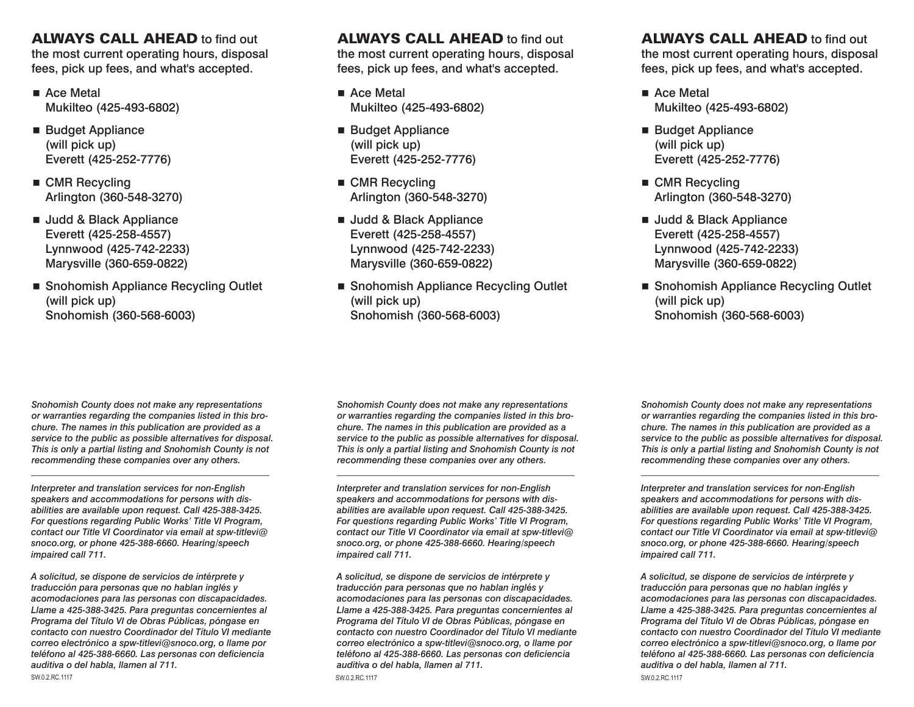**ALWAYS CALL AHEAD** to find out the most current operating hours, disposal fees, pick up fees, and what's accepted.

- Ace Metal
  Mukilteo (425-493-6802)
- Budget Appliance
  (will pick up)
  Everett (425-252-7776)
- CMR Recycling
  Arlington (360-548-3270)
- Judd & Black Appliance
  Everett (425-258-4557)
  Lynnwood (425-742-2233)
  Marysville (360-659-0822)
- Snohomish Appliance Recycling Outlet
  (will pick up)
  Snohomish (360-568-6003)

*Snohomish County does not make any representations or warranties regarding the companies listed in this brochure. The names in this publication are provided as a service to the public as possible alternatives for disposal. This is only a partial listing and Snohomish County is not recommending these companies over any others.*

---

***Interpreter and translation services for non-English speakers and accommodations for persons with disabilities are available upon request. Call 425-388-3425. For questions regarding Public Works' Title VI Program, contact our Title VI Coordinator via email at spw-titlevi@snoco.org, or phone 425-388-6660. Hearing/speech impaired call 711.***

***A solicitud, se dispone de servicios de intérprete y traducción para personas que no hablan inglés y acomodaciones para las personas con discapacidades. Llame a 425-388-3425. Para preguntas concernientes al Programa del Título VI de Obras Públicas, póngase en contacto con nuestro Coordinador del Título VI mediante correo electrónico a spw-titlevi@snoco.org, o llame por teléfono al 425-388-6660. Las personas con deficiencia auditiva o del habla, llamen al 711.***

SW.0.2.RC.1117

**ALWAYS CALL AHEAD** to find out the most current operating hours, disposal fees, pick up fees, and what's accepted.

- Ace Metal
  Mukilteo (425-493-6802)
- Budget Appliance
  (will pick up)
  Everett (425-252-7776)
- CMR Recycling
  Arlington (360-548-3270)
- Judd & Black Appliance
  Everett (425-258-4557)
  Lynnwood (425-742-2233)
  Marysville (360-659-0822)
- Snohomish Appliance Recycling Outlet
  (will pick up)
  Snohomish (360-568-6003)

*Snohomish County does not make any representations or warranties regarding the companies listed in this brochure. The names in this publication are provided as a service to the public as possible alternatives for disposal. This is only a partial listing and Snohomish County is not recommending these companies over any others.*

---

***Interpreter and translation services for non-English speakers and accommodations for persons with disabilities are available upon request. Call 425-388-3425. For questions regarding Public Works' Title VI Program, contact our Title VI Coordinator via email at spw-titlevi@snoco.org, or phone 425-388-6660. Hearing/speech impaired call 711.***

***A solicitud, se dispone de servicios de intérprete y traducción para personas que no hablan inglés y acomodaciones para las personas con discapacidades. Llame a 425-388-3425. Para preguntas concernientes al Programa del Título VI de Obras Públicas, póngase en contacto con nuestro Coordinador del Título VI mediante correo electrónico a spw-titlevi@snoco.org, o llame por teléfono al 425-388-6660. Las personas con deficiencia auditiva o del habla, llamen al 711.***

SW.0.2.RC.1117

**ALWAYS CALL AHEAD** to find out the most current operating hours, disposal fees, pick up fees, and what's accepted.

- Ace Metal
  Mukilteo (425-493-6802)
- Budget Appliance
  (will pick up)
  Everett (425-252-7776)
- CMR Recycling
  Arlington (360-548-3270)
- Judd & Black Appliance
  Everett (425-258-4557)
  Lynnwood (425-742-2233)
  Marysville (360-659-0822)
- Snohomish Appliance Recycling Outlet
  (will pick up)
  Snohomish (360-568-6003)

*Snohomish County does not make any representations or warranties regarding the companies listed in this brochure. The names in this publication are provided as a service to the public as possible alternatives for disposal. This is only a partial listing and Snohomish County is not recommending these companies over any others.*

---

***Interpreter and translation services for non-English speakers and accommodations for persons with disabilities are available upon request. Call 425-388-3425. For questions regarding Public Works' Title VI Program, contact our Title VI Coordinator via email at spw-titlevi@snoco.org, or phone 425-388-6660. Hearing/speech impaired call 711.***

***A solicitud, se dispone de servicios de intérprete y traducción para personas que no hablan inglés y acomodaciones para las personas con discapacidades. Llame a 425-388-3425. Para preguntas concernientes al Programa del Título VI de Obras Públicas, póngase en contacto con nuestro Coordinador del Título VI mediante correo electrónico a spw-titlevi@snoco.org, o llame por teléfono al 425-388-6660. Las personas con deficiencia auditiva o del habla, llamen al 711.***

SW.0.2.RC.1117